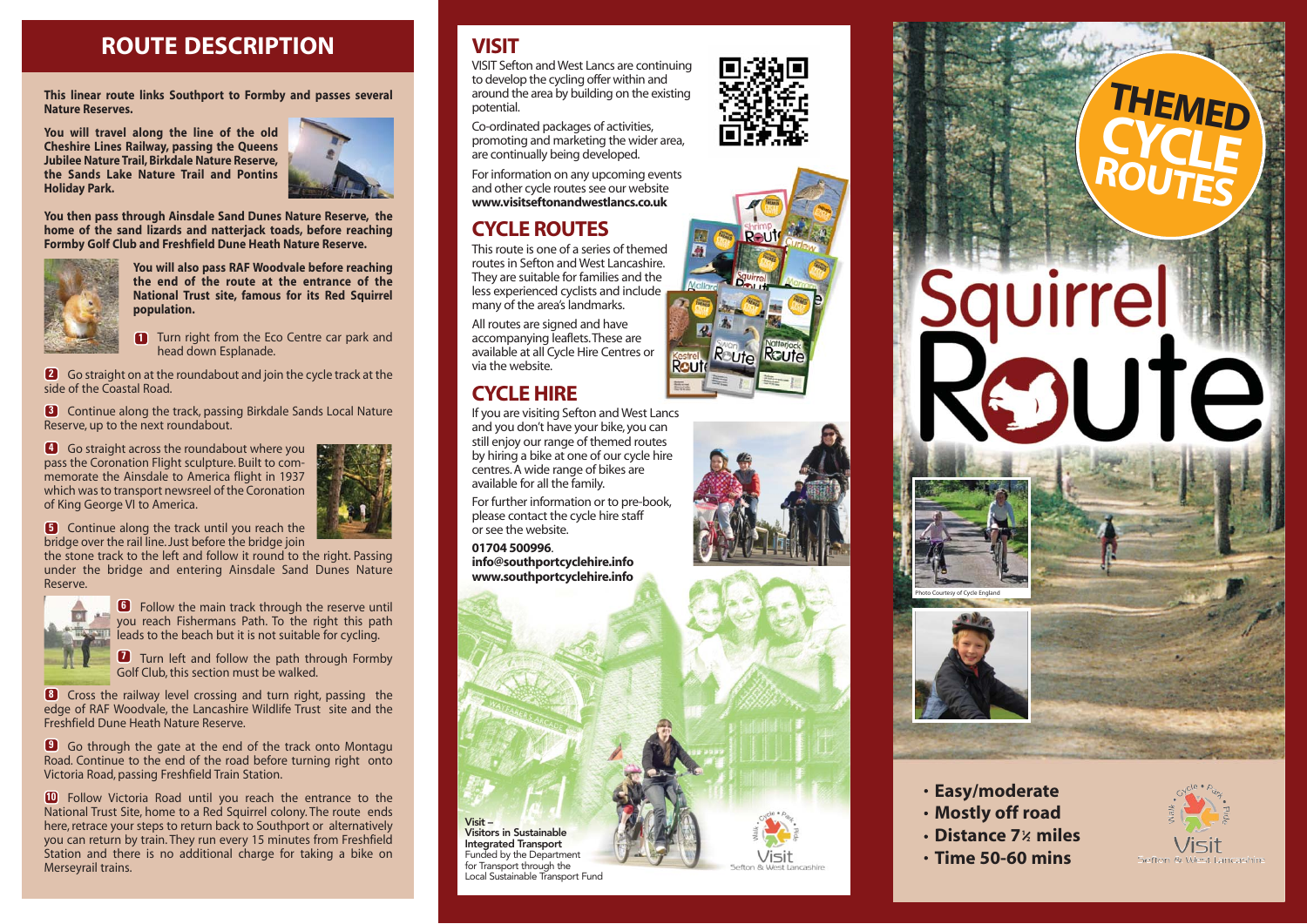## ROUTE DESCRIPTION

**This linear route links Southport to Formby and passes several Nature Reserves.**

**You will travel along the line of the old Cheshire Lines Railway, passing the Queens Jubilee Nature Trail, Birkdale Nature Reserve, the Sands Lake Nature Trail and Pontins Holiday Park.**

**You then pass through Ainsdale Sand Dunes Nature Reserve, the home of the sand lizards and natterjack toads, before reaching Formby Golf Club and Freshfield Dune Heath Nature Reserve.**

**You will also pass RAF Woodvale before reaching the end of the route at the entrance of the National Trust site, famous for its Red Squirrel population.**

1. Turn right from the Eco Centre car park and head down Esplanade.
2. Go straight on at the roundabout and join the cycle track at the side of the Coastal Road.
3. Continue along the track, passing Birkdale Sands Local Nature Reserve, up to the next roundabout.
4. Go straight across the roundabout where you pass the Coronation Flight sculpture. Built to commemorate the Ainsdale to America flight in 1937 which was to transport newsreel of the Coronation of King George VI to America.
5. Continue along the track until you reach the bridge over the rail line. Just before the bridge join the stone track to the left and follow it round to the right. Passing under the bridge and entering Ainsdale Sand Dunes Nature Reserve.
6. Follow the main track through the reserve until you reach Fishermans Path. To the right this path leads to the beach but it is not suitable for cycling.
7. Turn left and follow the path through Formby Golf Club, this section must be walked.
8. Cross the railway level crossing and turn right, passing the edge of RAF Woodvale, the Lancashire Wildlife Trust site and the Freshfield Dune Heath Nature Reserve.
9. Go through the gate at the end of the track onto Montagu Road. Continue to the end of the road before turning right onto Victoria Road, passing Freshfield Train Station.
10. Follow Victoria Road until you reach the entrance to the National Trust Site, home to a Red Squirrel colony. The route ends here, retrace your steps to return back to Southport or alternatively you can return by train. They run every 15 minutes from Freshfield Station and there is no additional charge for taking a bike on Merseyrail trains.

## VISIT

VISIT Sefton and West Lancs are continuing to develop the cycling offer within and around the area by building on the existing potential.

Co-ordinated packages of activities, promoting and marketing the wider area, are continually being developed.

For information on any upcoming events and other cycle routes see our website **www.visitseftonandwestlancs.co.uk**

## CYCLE ROUTES

This route is one of a series of themed routes in Sefton and West Lancashire. They are suitable for families and the less experienced cyclists and include many of the area's landmarks.

All routes are signed and have accompanying leaflets. These are available at all Cycle Hire Centres or via the website.

## CYCLE HIRE

If you are visiting Sefton and West Lancs and you don't have your bike, you can still enjoy our range of themed routes by hiring a bike at one of our cycle hire centres. A wide range of bikes are available for all the family.

For further information or to pre-book, please contact the cycle hire staff or see the website.

**01704 500996**.
**info@southportcyclehire.info**
**www.southportcyclehire.info**

**Visit – Visitors in Sustainable Integrated Transport**
Funded by the Department for Transport through the Local Sustainable Transport Fund

Visit Sefton & West Lancashire

# THEMED CYCLE ROUTES

# Squirrel Route

Photo Courtesy of Cycle England

- **Easy/moderate**
- **Mostly off road**
- **Distance 7½ miles**
- **Time 50-60 mins**

Visit Sefton & West Lancashire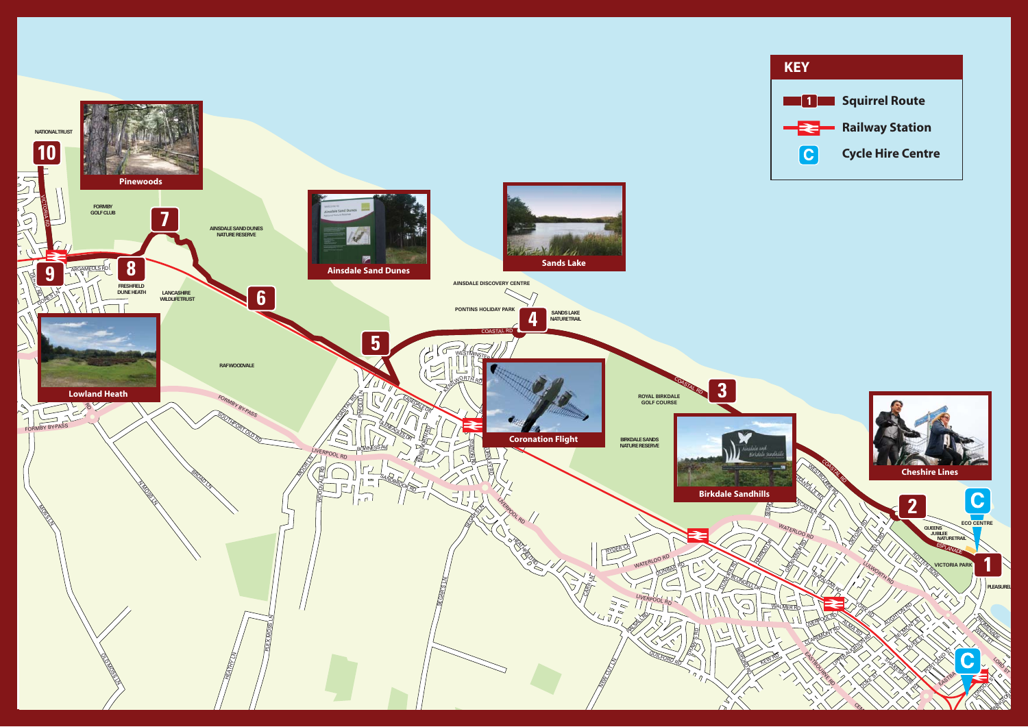## KEY

- 1 Squirrel Route
- Railway Station
- C Cycle Hire Centre

10 NATIONAL TRUST

Pinewoods

FORMBY GOLF CLUB

7

AINSDALE SAND DUNES NATURE RESERVE

Ainsdale Sand Dunes

Sands Lake

9

8 FRESHFIELD DUNE HEATH

LANCASHIRE WILDLIFE TRUST

6

AINSDALE DISCOVERY CENTRE

PONTINS HOLIDAY PARK

4 SANDS LAKE NATURE TRAIL

Lowland Heath

5

RAF WOODVALE

Coronation Flight

ROYAL BIRKDALE GOLF COURSE

3

BIRKDALE SANDS NATURE RESERVE

Birkdale Sandhills

Cheshire Lines

2

C ECO CENTRE

QUEENS JUBILEE NATURE TRAIL

VICTORIA PARK

1

C